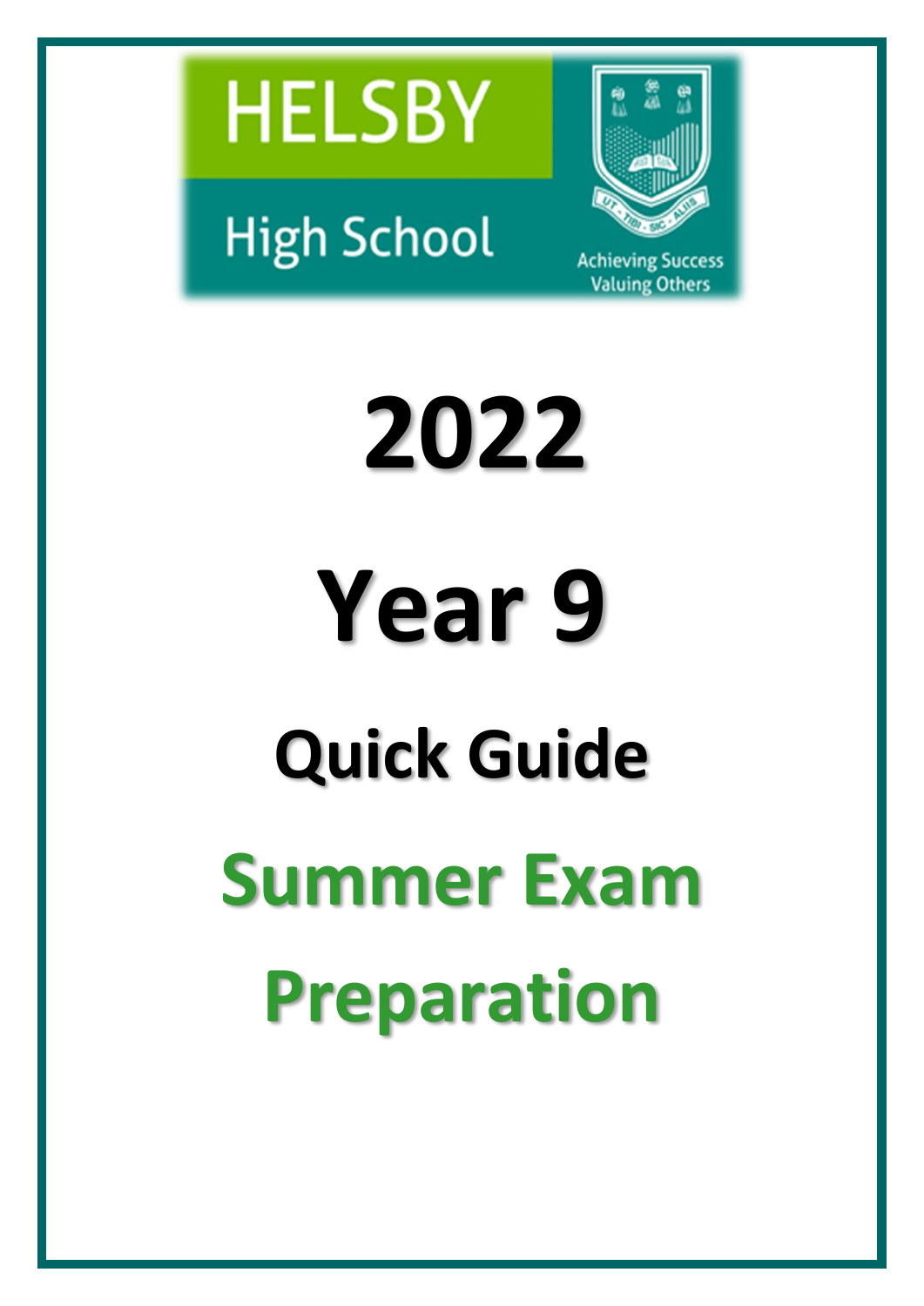HELSBY

High School

Achieving Success
Valuing Others

# 2022

# Year 9

## Quick Guide

## Summer Exam Preparation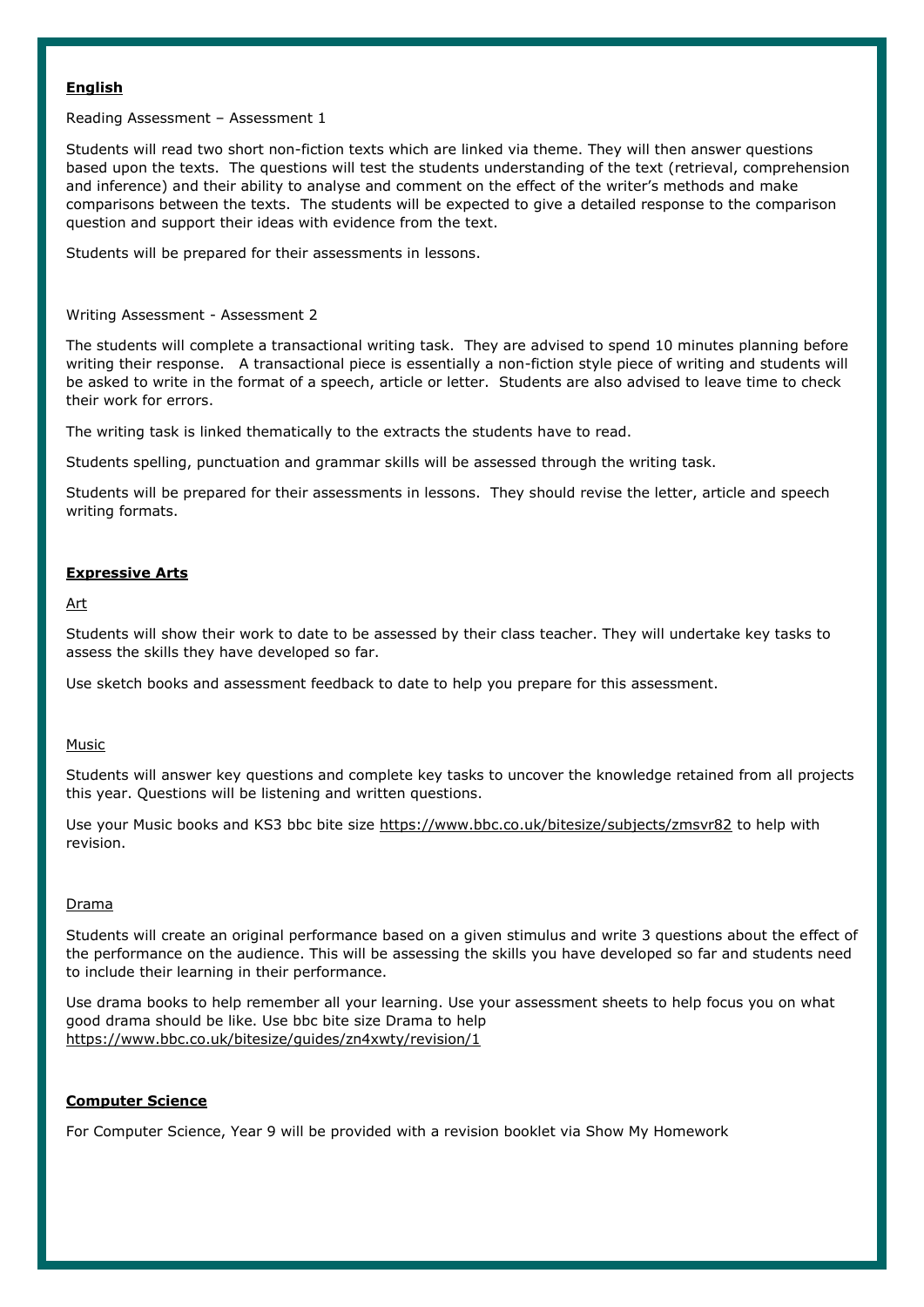**English**

Reading Assessment – Assessment 1

Students will read two short non-fiction texts which are linked via theme. They will then answer questions based upon the texts. The questions will test the students understanding of the text (retrieval, comprehension and inference) and their ability to analyse and comment on the effect of the writer's methods and make comparisons between the texts. The students will be expected to give a detailed response to the comparison question and support their ideas with evidence from the text.

Students will be prepared for their assessments in lessons.

Writing Assessment - Assessment 2

The students will complete a transactional writing task. They are advised to spend 10 minutes planning before writing their response. A transactional piece is essentially a non-fiction style piece of writing and students will be asked to write in the format of a speech, article or letter. Students are also advised to leave time to check their work for errors.

The writing task is linked thematically to the extracts the students have to read.

Students spelling, punctuation and grammar skills will be assessed through the writing task.

Students will be prepared for their assessments in lessons. They should revise the letter, article and speech writing formats.

**Expressive Arts**

Art

Students will show their work to date to be assessed by their class teacher. They will undertake key tasks to assess the skills they have developed so far.

Use sketch books and assessment feedback to date to help you prepare for this assessment.

Music

Students will answer key questions and complete key tasks to uncover the knowledge retained from all projects this year. Questions will be listening and written questions.

Use your Music books and KS3 bbc bite size https://www.bbc.co.uk/bitesize/subjects/zmsvr82 to help with revision.

Drama

Students will create an original performance based on a given stimulus and write 3 questions about the effect of the performance on the audience. This will be assessing the skills you have developed so far and students need to include their learning in their performance.

Use drama books to help remember all your learning. Use your assessment sheets to help focus you on what good drama should be like. Use bbc bite size Drama to help https://www.bbc.co.uk/bitesize/guides/zn4xwty/revision/1

**Computer Science**

For Computer Science, Year 9 will be provided with a revision booklet via Show My Homework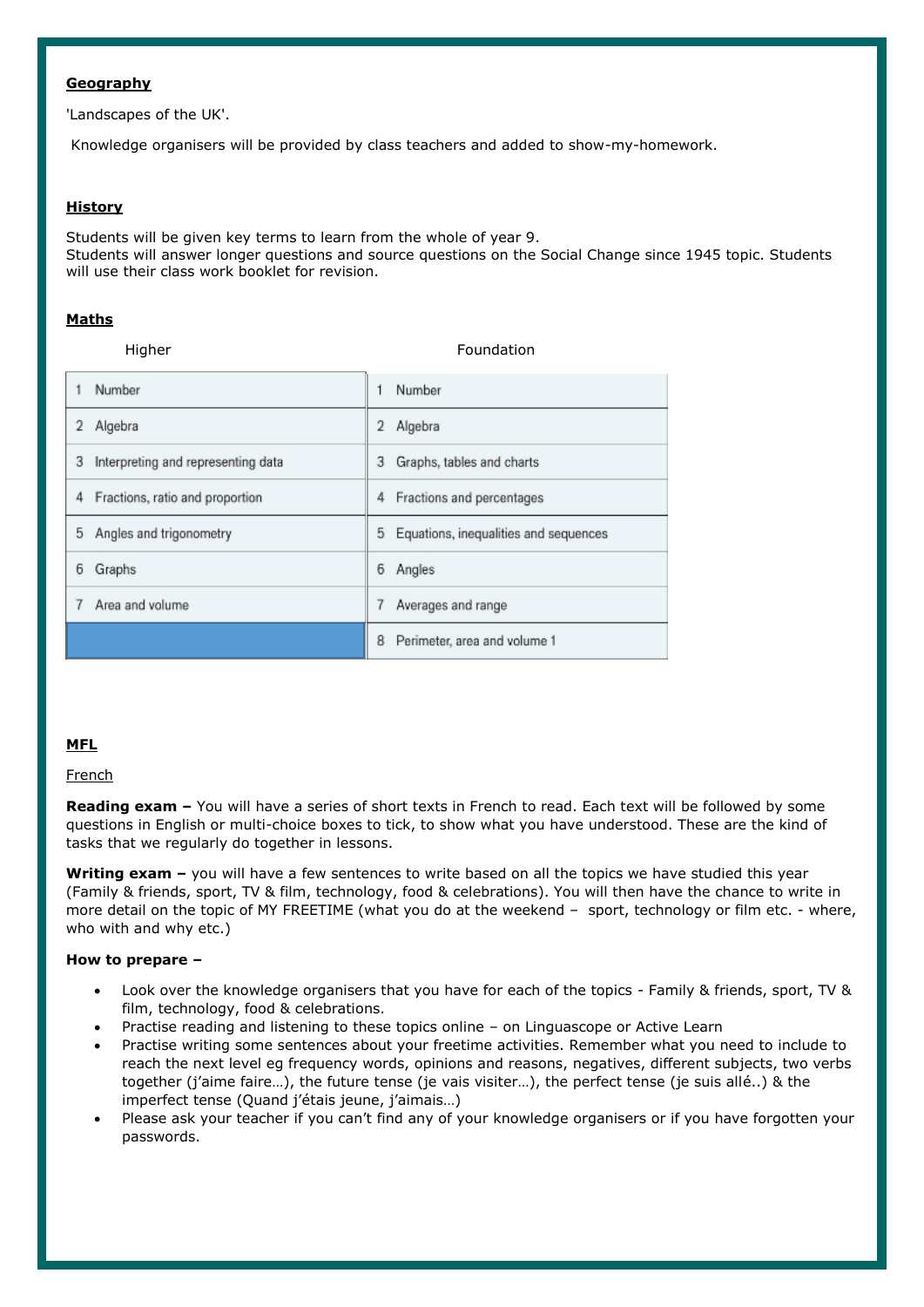**Geography**

'Landscapes of the UK'.

Knowledge organisers will be provided by class teachers and added to show-my-homework.

**History**

Students will be given key terms to learn from the whole of year 9.
Students will answer longer questions and source questions on the Social Change since 1945 topic. Students will use their class work booklet for revision.

**Maths**

| Higher | Foundation |
|---|---|
| 1 Number | 1 Number |
| 2 Algebra | 2 Algebra |
| 3 Interpreting and representing data | 3 Graphs, tables and charts |
| 4 Fractions, ratio and proportion | 4 Fractions and percentages |
| 5 Angles and trigonometry | 5 Equations, inequalities and sequences |
| 6 Graphs | 6 Angles |
| 7 Area and volume | 7 Averages and range |
| | 8 Perimeter, area and volume 1 |

**MFL**

French

**Reading exam –** You will have a series of short texts in French to read. Each text will be followed by some questions in English or multi-choice boxes to tick, to show what you have understood. These are the kind of tasks that we regularly do together in lessons.

**Writing exam –** you will have a few sentences to write based on all the topics we have studied this year (Family & friends, sport, TV & film, technology, food & celebrations). You will then have the chance to write in more detail on the topic of MY FREETIME (what you do at the weekend – sport, technology or film etc. - where, who with and why etc.)

**How to prepare –**

- Look over the knowledge organisers that you have for each of the topics - Family & friends, sport, TV & film, technology, food & celebrations.
- Practise reading and listening to these topics online – on Linguascope or Active Learn
- Practise writing some sentences about your freetime activities. Remember what you need to include to reach the next level eg frequency words, opinions and reasons, negatives, different subjects, two verbs together (j'aime faire…), the future tense (je vais visiter…), the perfect tense (je suis allé..) & the imperfect tense (Quand j'étais jeune, j'aimais…)
- Please ask your teacher if you can't find any of your knowledge organisers or if you have forgotten your passwords.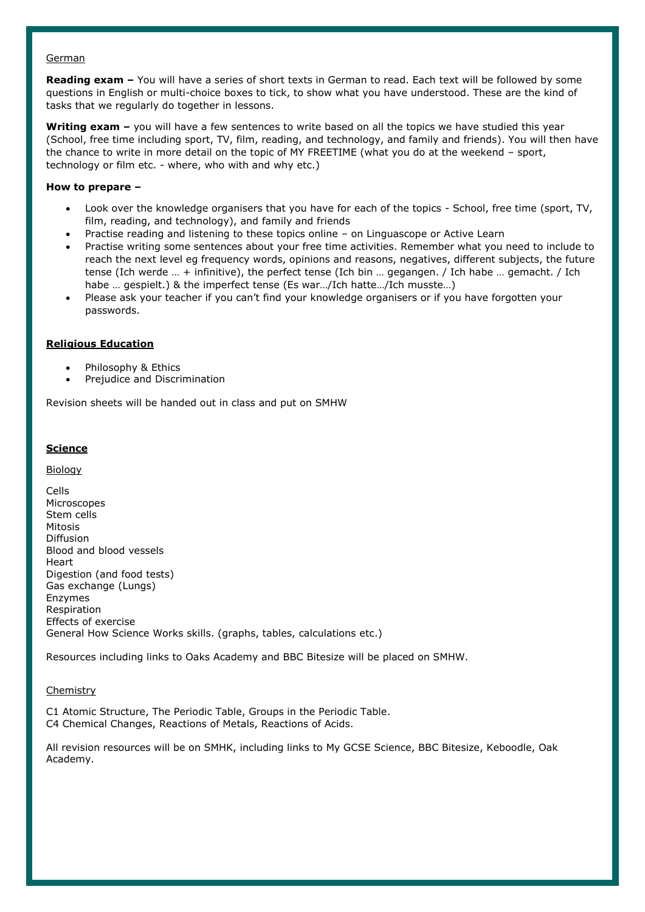German

**Reading exam –** You will have a series of short texts in German to read. Each text will be followed by some questions in English or multi-choice boxes to tick, to show what you have understood. These are the kind of tasks that we regularly do together in lessons.

**Writing exam –** you will have a few sentences to write based on all the topics we have studied this year (School, free time including sport, TV, film, reading, and technology, and family and friends). You will then have the chance to write in more detail on the topic of MY FREETIME (what you do at the weekend – sport, technology or film etc. - where, who with and why etc.)

**How to prepare –**

- Look over the knowledge organisers that you have for each of the topics - School, free time (sport, TV, film, reading, and technology), and family and friends
- Practise reading and listening to these topics online – on Linguascope or Active Learn
- Practise writing some sentences about your free time activities. Remember what you need to include to reach the next level eg frequency words, opinions and reasons, negatives, different subjects, the future tense (Ich werde … + infinitive), the perfect tense (Ich bin … gegangen. / Ich habe … gemacht. / Ich habe … gespielt.) & the imperfect tense (Es war…/Ich hatte…/Ich musste…)
- Please ask your teacher if you can't find your knowledge organisers or if you have forgotten your passwords.

**Religious Education**

- Philosophy & Ethics
- Prejudice and Discrimination

Revision sheets will be handed out in class and put on SMHW

**Science**

Biology

Cells
Microscopes
Stem cells
Mitosis
Diffusion
Blood and blood vessels
Heart
Digestion (and food tests)
Gas exchange (Lungs)
Enzymes
Respiration
Effects of exercise
General How Science Works skills. (graphs, tables, calculations etc.)

Resources including links to Oaks Academy and BBC Bitesize will be placed on SMHW.

Chemistry

C1 Atomic Structure, The Periodic Table, Groups in the Periodic Table.
C4 Chemical Changes, Reactions of Metals, Reactions of Acids.

All revision resources will be on SMHK, including links to My GCSE Science, BBC Bitesize, Keboodle, Oak Academy.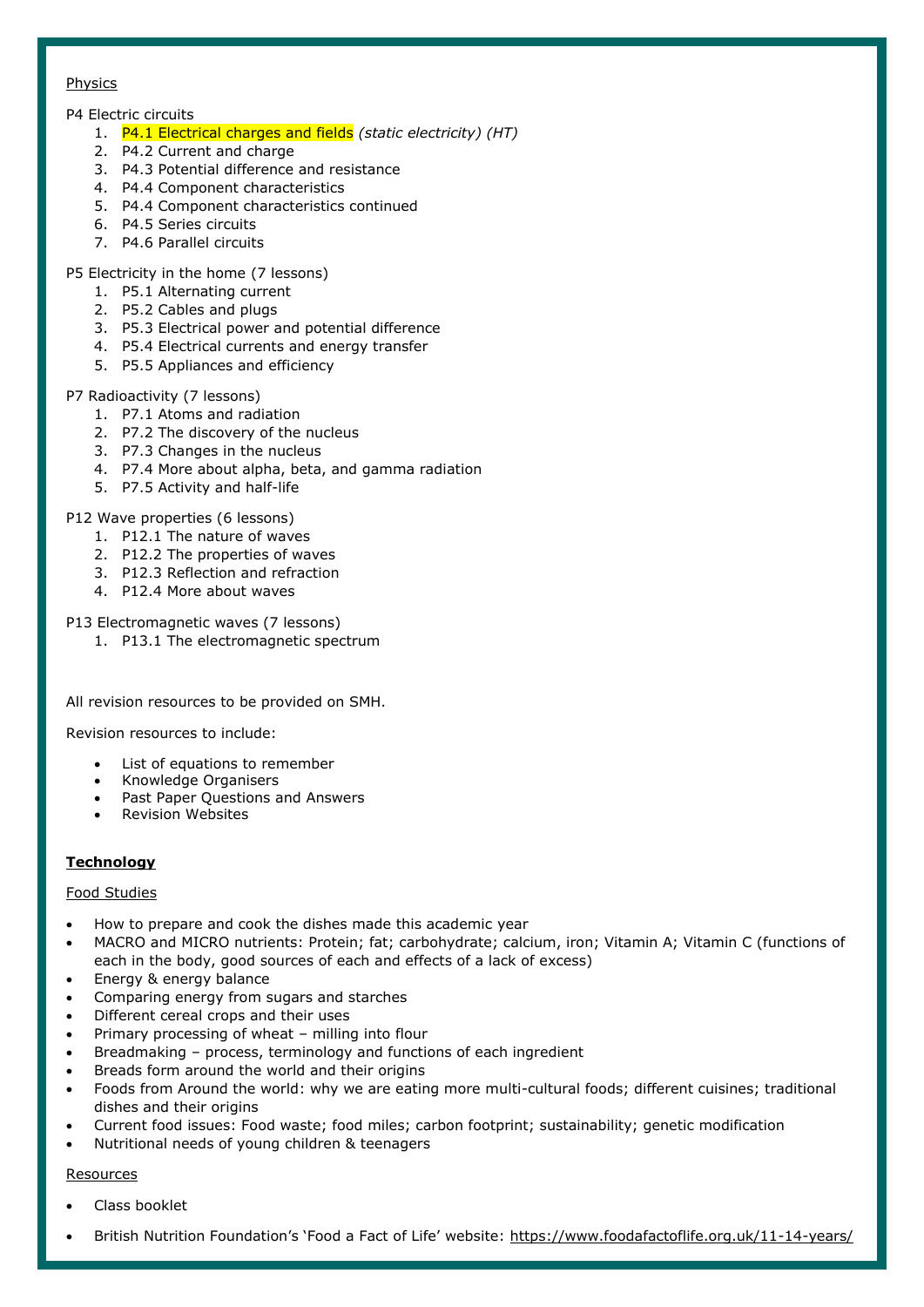Physics

P4 Electric circuits

1. P4.1 Electrical charges and fields *(static electricity) (HT)*
2. P4.2 Current and charge
3. P4.3 Potential difference and resistance
4. P4.4 Component characteristics
5. P4.4 Component characteristics continued
6. P4.5 Series circuits
7. P4.6 Parallel circuits

P5 Electricity in the home (7 lessons)

1. P5.1 Alternating current
2. P5.2 Cables and plugs
3. P5.3 Electrical power and potential difference
4. P5.4 Electrical currents and energy transfer
5. P5.5 Appliances and efficiency

P7 Radioactivity (7 lessons)

1. P7.1 Atoms and radiation
2. P7.2 The discovery of the nucleus
3. P7.3 Changes in the nucleus
4. P7.4 More about alpha, beta, and gamma radiation
5. P7.5 Activity and half-life

P12 Wave properties (6 lessons)

1. P12.1 The nature of waves
2. P12.2 The properties of waves
3. P12.3 Reflection and refraction
4. P12.4 More about waves

P13 Electromagnetic waves (7 lessons)

1. P13.1 The electromagnetic spectrum

All revision resources to be provided on SMH.

Revision resources to include:

- List of equations to remember
- Knowledge Organisers
- Past Paper Questions and Answers
- Revision Websites

**Technology**

Food Studies

- How to prepare and cook the dishes made this academic year
- MACRO and MICRO nutrients: Protein; fat; carbohydrate; calcium, iron; Vitamin A; Vitamin C (functions of each in the body, good sources of each and effects of a lack of excess)
- Energy & energy balance
- Comparing energy from sugars and starches
- Different cereal crops and their uses
- Primary processing of wheat – milling into flour
- Breadmaking – process, terminology and functions of each ingredient
- Breads form around the world and their origins
- Foods from Around the world: why we are eating more multi-cultural foods; different cuisines; traditional dishes and their origins
- Current food issues: Food waste; food miles; carbon footprint; sustainability; genetic modification
- Nutritional needs of young children & teenagers

Resources

- Class booklet
- British Nutrition Foundation's 'Food a Fact of Life' website: https://www.foodafactoflife.org.uk/11-14-years/